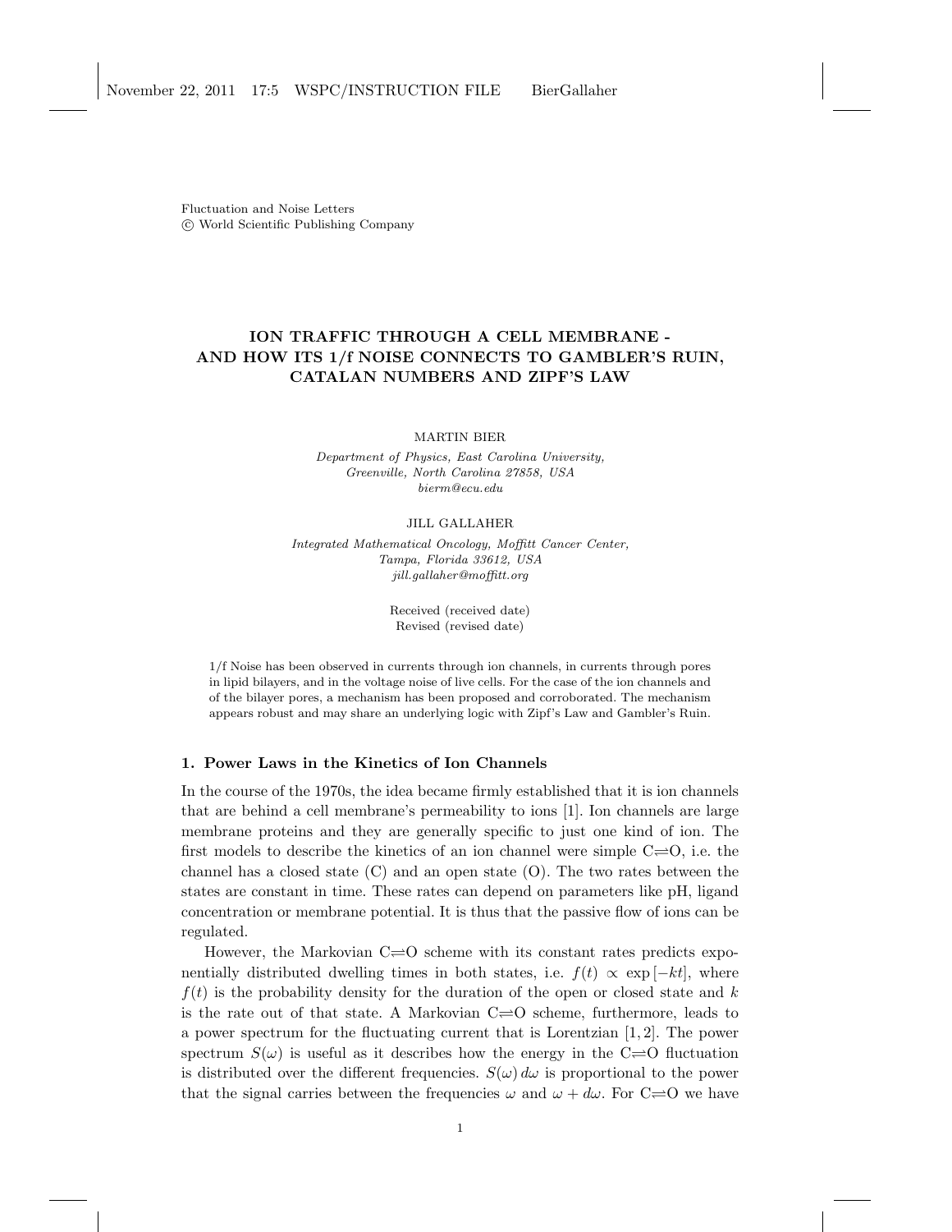Fluctuation and Noise Letters
© World Scientific Publishing Company

# ION TRAFFIC THROUGH A CELL MEMBRANE - AND HOW ITS 1/f NOISE CONNECTS TO GAMBLER'S RUIN, CATALAN NUMBERS AND ZIPF'S LAW

MARTIN BIER

*Department of Physics, East Carolina University,*
*Greenville, North Carolina 27858, USA*
*bierm@ecu.edu*

JILL GALLAHER

*Integrated Mathematical Oncology, Moffitt Cancer Center,*
*Tampa, Florida 33612, USA*
*jill.gallaher@moffitt.org*

Received (received date)
Revised (revised date)

1/f Noise has been observed in currents through ion channels, in currents through pores in lipid bilayers, and in the voltage noise of live cells. For the case of the ion channels and of the bilayer pores, a mechanism has been proposed and corroborated. The mechanism appears robust and may share an underlying logic with Zipf's Law and Gambler's Ruin.

## 1. Power Laws in the Kinetics of Ion Channels

In the course of the 1970s, the idea became firmly established that it is ion channels that are behind a cell membrane's permeability to ions [1]. Ion channels are large membrane proteins and they are generally specific to just one kind of ion. The first models to describe the kinetics of an ion channel were simple C$\rightleftharpoons$O, i.e. the channel has a closed state (C) and an open state (O). The two rates between the states are constant in time. These rates can depend on parameters like pH, ligand concentration or membrane potential. It is thus that the passive flow of ions can be regulated.

However, the Markovian C$\rightleftharpoons$O scheme with its constant rates predicts exponentially distributed dwelling times in both states, i.e. $f(t) \propto \exp[-kt]$, where $f(t)$ is the probability density for the duration of the open or closed state and $k$ is the rate out of that state. A Markovian C$\rightleftharpoons$O scheme, furthermore, leads to a power spectrum for the fluctuating current that is Lorentzian [1, 2]. The power spectrum $S(\omega)$ is useful as it describes how the energy in the C$\rightleftharpoons$O fluctuation is distributed over the different frequencies. $S(\omega)\,d\omega$ is proportional to the power that the signal carries between the frequencies $\omega$ and $\omega + d\omega$. For C$\rightleftharpoons$O we have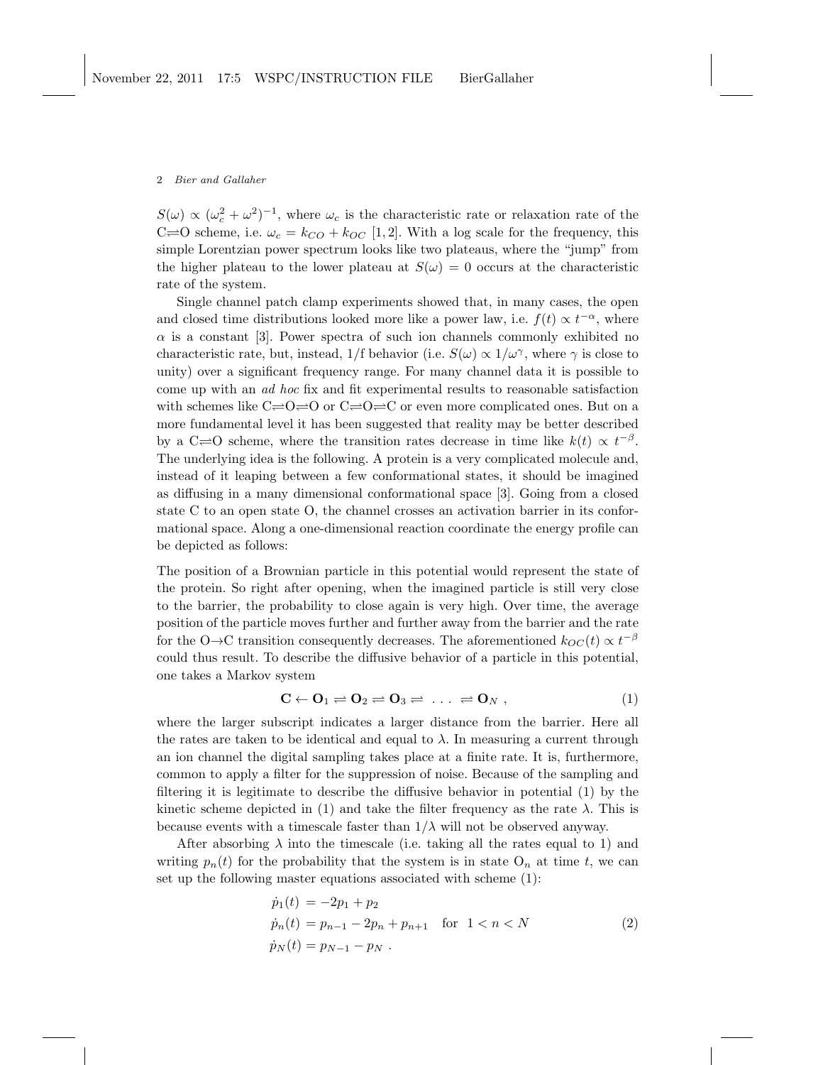$S(\omega) \propto (\omega_c^2 + \omega^2)^{-1}$, where $\omega_c$ is the characteristic rate or relaxation rate of the C$\rightleftharpoons$O scheme, i.e. $\omega_c = k_{CO} + k_{OC}$ [1, 2]. With a log scale for the frequency, this simple Lorentzian power spectrum looks like two plateaus, where the "jump" from the higher plateau to the lower plateau at $S(\omega) = 0$ occurs at the characteristic rate of the system.

Single channel patch clamp experiments showed that, in many cases, the open and closed time distributions looked more like a power law, i.e. $f(t) \propto t^{-\alpha}$, where $\alpha$ is a constant [3]. Power spectra of such ion channels commonly exhibited no characteristic rate, but, instead, 1/f behavior (i.e. $S(\omega) \propto 1/\omega^{\gamma}$, where $\gamma$ is close to unity) over a significant frequency range. For many channel data it is possible to come up with an *ad hoc* fix and fit experimental results to reasonable satisfaction with schemes like C$\rightleftharpoons$O$\rightleftharpoons$O or C$\rightleftharpoons$O$\rightleftharpoons$C or even more complicated ones. But on a more fundamental level it has been suggested that reality may be better described by a C$\rightleftharpoons$O scheme, where the transition rates decrease in time like $k(t) \propto t^{-\beta}$. The underlying idea is the following. A protein is a very complicated molecule and, instead of it leaping between a few conformational states, it should be imagined as diffusing in a many dimensional conformational space [3]. Going from a closed state C to an open state O, the channel crosses an activation barrier in its conformational space. Along a one-dimensional reaction coordinate the energy profile can be depicted as follows:

The position of a Brownian particle in this potential would represent the state of the protein. So right after opening, when the imagined particle is still very close to the barrier, the probability to close again is very high. Over time, the average position of the particle moves further and further away from the barrier and the rate for the O$\rightarrow$C transition consequently decreases. The aforementioned $k_{OC}(t) \propto t^{-\beta}$ could thus result. To describe the diffusive behavior of a particle in this potential, one takes a Markov system

$$\mathbf{C} \leftarrow \mathbf{O}_1 \rightleftharpoons \mathbf{O}_2 \rightleftharpoons \mathbf{O}_3 \rightleftharpoons \ \ldots \ \rightleftharpoons \mathbf{O}_N \ , \tag{1}$$

where the larger subscript indicates a larger distance from the barrier. Here all the rates are taken to be identical and equal to $\lambda$. In measuring a current through an ion channel the digital sampling takes place at a finite rate. It is, furthermore, common to apply a filter for the suppression of noise. Because of the sampling and filtering it is legitimate to describe the diffusive behavior in potential (1) by the kinetic scheme depicted in (1) and take the filter frequency as the rate $\lambda$. This is because events with a timescale faster than $1/\lambda$ will not be observed anyway.

After absorbing $\lambda$ into the timescale (i.e. taking all the rates equal to 1) and writing $p_n(t)$ for the probability that the system is in state $\mathrm{O}_n$ at time $t$, we can set up the following master equations associated with scheme (1):

$$\begin{aligned}
\dot{p}_1(t) &= -2p_1 + p_2 \\
\dot{p}_n(t) &= p_{n-1} - 2p_n + p_{n+1} \quad \text{for} \quad 1 < n < N \\
\dot{p}_N(t) &= p_{N-1} - p_N \ .
\end{aligned} \tag{2}$$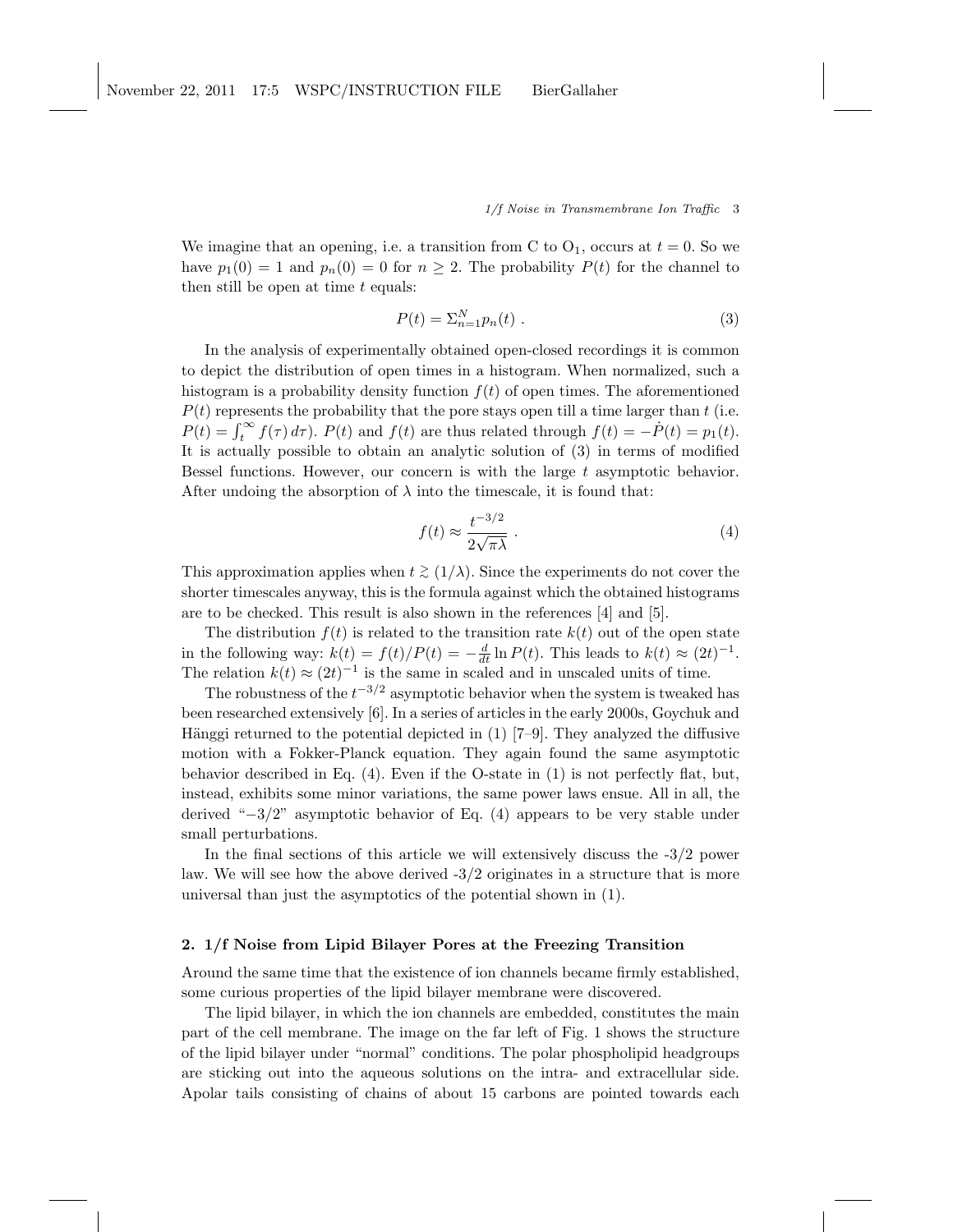We imagine that an opening, i.e. a transition from C to $O_1$, occurs at $t = 0$. So we have $p_1(0) = 1$ and $p_n(0) = 0$ for $n \geq 2$. The probability $P(t)$ for the channel to then still be open at time $t$ equals:

$$P(t) = \Sigma_{n=1}^{N} p_n(t) \; . \tag{3}$$

In the analysis of experimentally obtained open-closed recordings it is common to depict the distribution of open times in a histogram. When normalized, such a histogram is a probability density function $f(t)$ of open times. The aforementioned $P(t)$ represents the probability that the pore stays open till a time larger than $t$ (i.e. $P(t) = \int_t^{\infty} f(\tau)\, d\tau$). $P(t)$ and $f(t)$ are thus related through $f(t) = -\dot{P}(t) = p_1(t)$. It is actually possible to obtain an analytic solution of (3) in terms of modified Bessel functions. However, our concern is with the large $t$ asymptotic behavior. After undoing the absorption of $\lambda$ into the timescale, it is found that:

$$f(t) \approx \frac{t^{-3/2}}{2\sqrt{\pi\lambda}} \; . \tag{4}$$

This approximation applies when $t \gtrsim (1/\lambda)$. Since the experiments do not cover the shorter timescales anyway, this is the formula against which the obtained histograms are to be checked. This result is also shown in the references [4] and [5].

The distribution $f(t)$ is related to the transition rate $k(t)$ out of the open state in the following way: $k(t) = f(t)/P(t) = -\frac{d}{dt} \ln P(t)$. This leads to $k(t) \approx (2t)^{-1}$. The relation $k(t) \approx (2t)^{-1}$ is the same in scaled and in unscaled units of time.

The robustness of the $t^{-3/2}$ asymptotic behavior when the system is tweaked has been researched extensively [6]. In a series of articles in the early 2000s, Goychuk and Hänggi returned to the potential depicted in (1) [7–9]. They analyzed the diffusive motion with a Fokker-Planck equation. They again found the same asymptotic behavior described in Eq. (4). Even if the O-state in (1) is not perfectly flat, but, instead, exhibits some minor variations, the same power laws ensue. All in all, the derived "$-3/2$" asymptotic behavior of Eq. (4) appears to be very stable under small perturbations.

In the final sections of this article we will extensively discuss the -3/2 power law. We will see how the above derived -3/2 originates in a structure that is more universal than just the asymptotics of the potential shown in (1).

## 2. 1/f Noise from Lipid Bilayer Pores at the Freezing Transition

Around the same time that the existence of ion channels became firmly established, some curious properties of the lipid bilayer membrane were discovered.

The lipid bilayer, in which the ion channels are embedded, constitutes the main part of the cell membrane. The image on the far left of Fig. 1 shows the structure of the lipid bilayer under "normal" conditions. The polar phospholipid headgroups are sticking out into the aqueous solutions on the intra- and extracellular side. Apolar tails consisting of chains of about 15 carbons are pointed towards each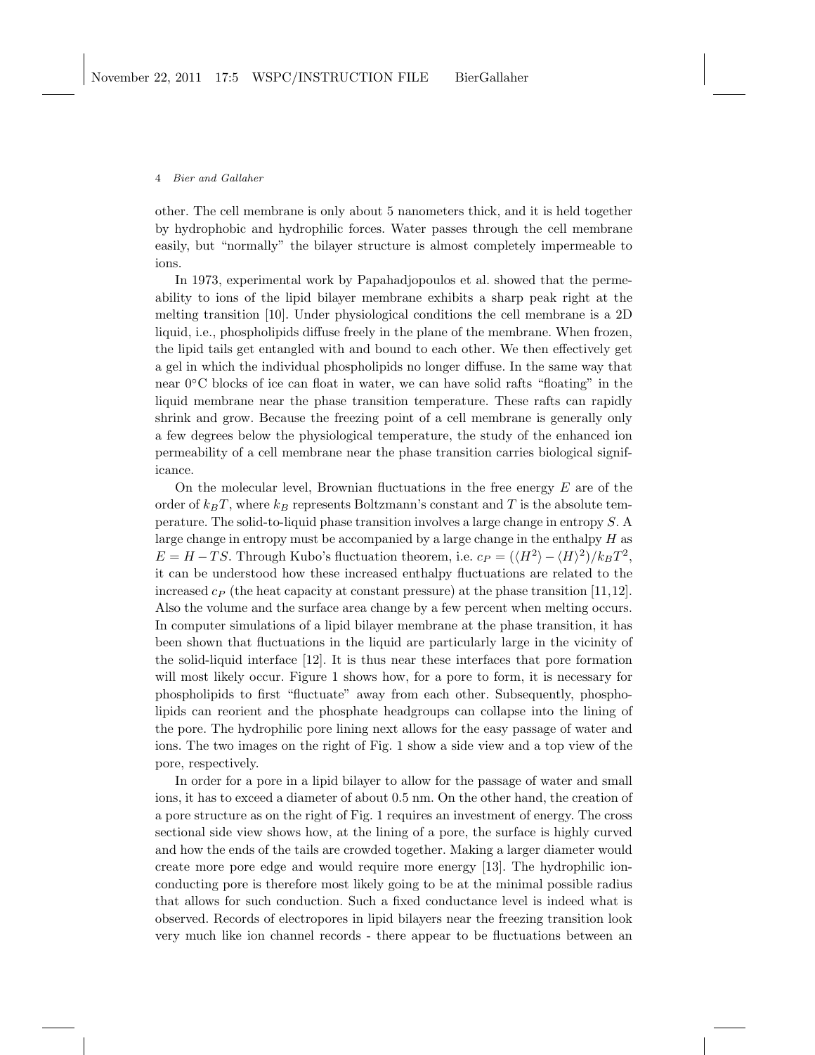other. The cell membrane is only about 5 nanometers thick, and it is held together by hydrophobic and hydrophilic forces. Water passes through the cell membrane easily, but "normally" the bilayer structure is almost completely impermeable to ions.

In 1973, experimental work by Papahadjopoulos et al. showed that the permeability to ions of the lipid bilayer membrane exhibits a sharp peak right at the melting transition [10]. Under physiological conditions the cell membrane is a 2D liquid, i.e., phospholipids diffuse freely in the plane of the membrane. When frozen, the lipid tails get entangled with and bound to each other. We then effectively get a gel in which the individual phospholipids no longer diffuse. In the same way that near 0°C blocks of ice can float in water, we can have solid rafts "floating" in the liquid membrane near the phase transition temperature. These rafts can rapidly shrink and grow. Because the freezing point of a cell membrane is generally only a few degrees below the physiological temperature, the study of the enhanced ion permeability of a cell membrane near the phase transition carries biological significance.

On the molecular level, Brownian fluctuations in the free energy $E$ are of the order of $k_B T$, where $k_B$ represents Boltzmann's constant and $T$ is the absolute temperature. The solid-to-liquid phase transition involves a large change in entropy $S$. A large change in entropy must be accompanied by a large change in the enthalpy $H$ as $E = H - TS$. Through Kubo's fluctuation theorem, i.e. $c_P = (\langle H^2 \rangle - \langle H \rangle^2)/k_B T^2$, it can be understood how these increased enthalpy fluctuations are related to the increased $c_P$ (the heat capacity at constant pressure) at the phase transition [11,12]. Also the volume and the surface area change by a few percent when melting occurs. In computer simulations of a lipid bilayer membrane at the phase transition, it has been shown that fluctuations in the liquid are particularly large in the vicinity of the solid-liquid interface [12]. It is thus near these interfaces that pore formation will most likely occur. Figure 1 shows how, for a pore to form, it is necessary for phospholipids to first "fluctuate" away from each other. Subsequently, phospholipids can reorient and the phosphate headgroups can collapse into the lining of the pore. The hydrophilic pore lining next allows for the easy passage of water and ions. The two images on the right of Fig. 1 show a side view and a top view of the pore, respectively.

In order for a pore in a lipid bilayer to allow for the passage of water and small ions, it has to exceed a diameter of about 0.5 nm. On the other hand, the creation of a pore structure as on the right of Fig. 1 requires an investment of energy. The cross sectional side view shows how, at the lining of a pore, the surface is highly curved and how the ends of the tails are crowded together. Making a larger diameter would create more pore edge and would require more energy [13]. The hydrophilic ion-conducting pore is therefore most likely going to be at the minimal possible radius that allows for such conduction. Such a fixed conductance level is indeed what is observed. Records of electropores in lipid bilayers near the freezing transition look very much like ion channel records - there appear to be fluctuations between an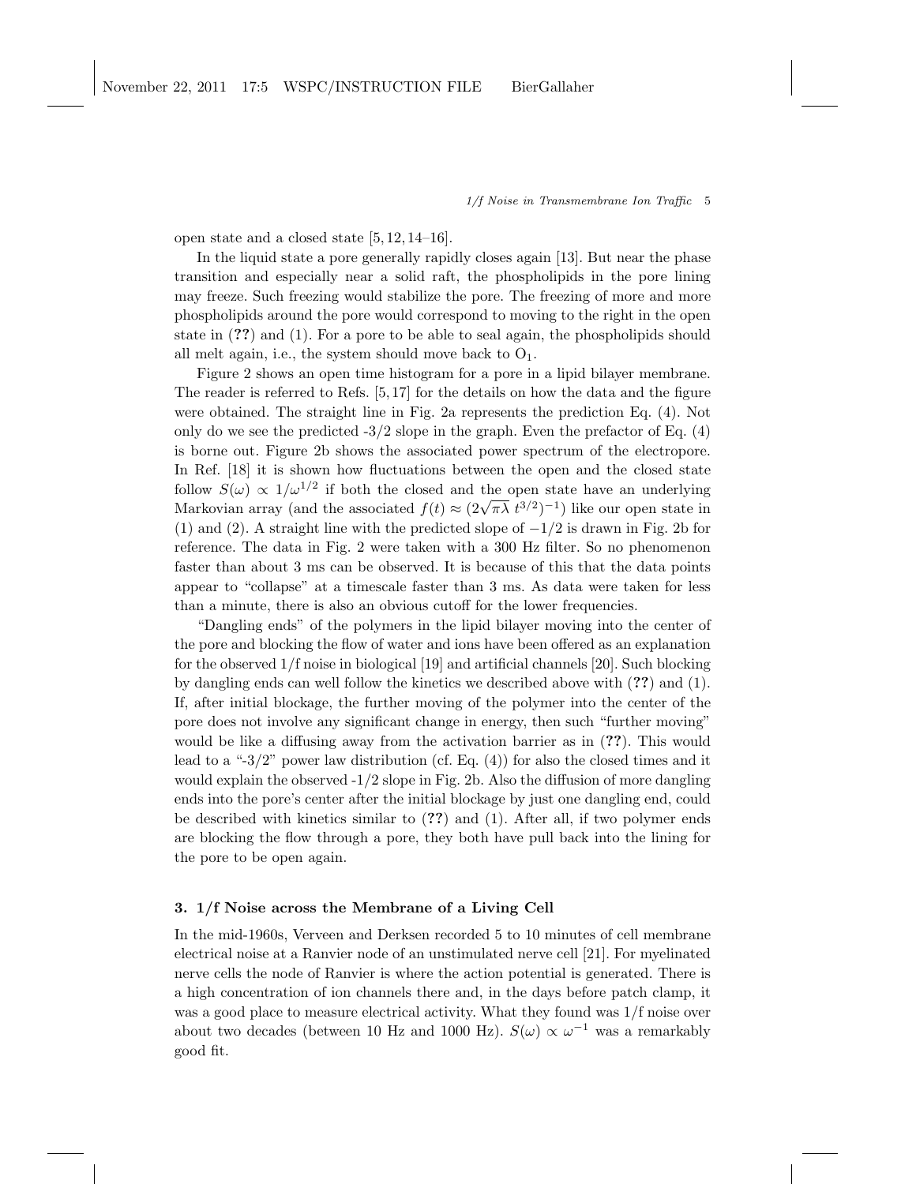open state and a closed state [5, 12, 14–16].

In the liquid state a pore generally rapidly closes again [13]. But near the phase transition and especially near a solid raft, the phospholipids in the pore lining may freeze. Such freezing would stabilize the pore. The freezing of more and more phospholipids around the pore would correspond to moving to the right in the open state in (**??**) and (1). For a pore to be able to seal again, the phospholipids should all melt again, i.e., the system should move back to $O_1$.

Figure 2 shows an open time histogram for a pore in a lipid bilayer membrane. The reader is referred to Refs. [5, 17] for the details on how the data and the figure were obtained. The straight line in Fig. 2a represents the prediction Eq. (4). Not only do we see the predicted -3/2 slope in the graph. Even the prefactor of Eq. (4) is borne out. Figure 2b shows the associated power spectrum of the electropore. In Ref. [18] it is shown how fluctuations between the open and the closed state follow $S(\omega) \propto 1/\omega^{1/2}$ if both the closed and the open state have an underlying Markovian array (and the associated $f(t) \approx (2\sqrt{\pi\lambda}\ t^{3/2})^{-1}$) like our open state in (1) and (2). A straight line with the predicted slope of $-1/2$ is drawn in Fig. 2b for reference. The data in Fig. 2 were taken with a 300 Hz filter. So no phenomenon faster than about 3 ms can be observed. It is because of this that the data points appear to "collapse" at a timescale faster than 3 ms. As data were taken for less than a minute, there is also an obvious cutoff for the lower frequencies.

"Dangling ends" of the polymers in the lipid bilayer moving into the center of the pore and blocking the flow of water and ions have been offered as an explanation for the observed 1/f noise in biological [19] and artificial channels [20]. Such blocking by dangling ends can well follow the kinetics we described above with (**??**) and (1). If, after initial blockage, the further moving of the polymer into the center of the pore does not involve any significant change in energy, then such "further moving" would be like a diffusing away from the activation barrier as in (**??**). This would lead to a "-3/2" power law distribution (cf. Eq. (4)) for also the closed times and it would explain the observed -1/2 slope in Fig. 2b. Also the diffusion of more dangling ends into the pore's center after the initial blockage by just one dangling end, could be described with kinetics similar to (**??**) and (1). After all, if two polymer ends are blocking the flow through a pore, they both have pull back into the lining for the pore to be open again.

### 3. 1/f Noise across the Membrane of a Living Cell

In the mid-1960s, Verveen and Derksen recorded 5 to 10 minutes of cell membrane electrical noise at a Ranvier node of an unstimulated nerve cell [21]. For myelinated nerve cells the node of Ranvier is where the action potential is generated. There is a high concentration of ion channels there and, in the days before patch clamp, it was a good place to measure electrical activity. What they found was 1/f noise over about two decades (between 10 Hz and 1000 Hz). $S(\omega) \propto \omega^{-1}$ was a remarkably good fit.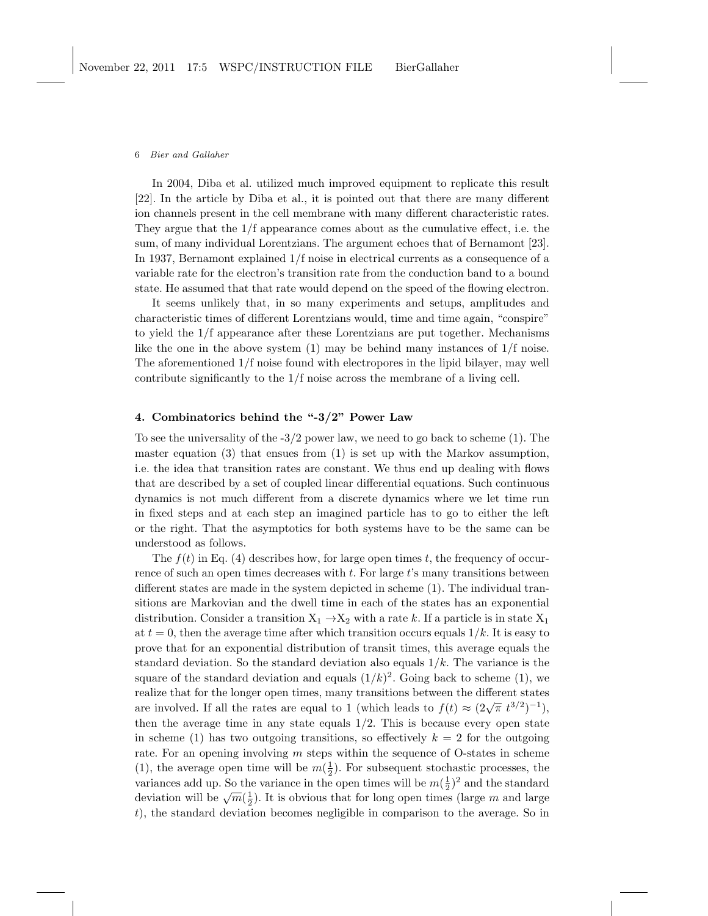In 2004, Diba et al. utilized much improved equipment to replicate this result [22]. In the article by Diba et al., it is pointed out that there are many different ion channels present in the cell membrane with many different characteristic rates. They argue that the 1/f appearance comes about as the cumulative effect, i.e. the sum, of many individual Lorentzians. The argument echoes that of Bernamont [23]. In 1937, Bernamont explained 1/f noise in electrical currents as a consequence of a variable rate for the electron's transition rate from the conduction band to a bound state. He assumed that that rate would depend on the speed of the flowing electron.

It seems unlikely that, in so many experiments and setups, amplitudes and characteristic times of different Lorentzians would, time and time again, "conspire" to yield the 1/f appearance after these Lorentzians are put together. Mechanisms like the one in the above system (1) may be behind many instances of 1/f noise. The aforementioned 1/f noise found with electropores in the lipid bilayer, may well contribute significantly to the 1/f noise across the membrane of a living cell.

## 4. Combinatorics behind the "-3/2" Power Law

To see the universality of the -3/2 power law, we need to go back to scheme (1). The master equation (3) that ensues from (1) is set up with the Markov assumption, i.e. the idea that transition rates are constant. We thus end up dealing with flows that are described by a set of coupled linear differential equations. Such continuous dynamics is not much different from a discrete dynamics where we let time run in fixed steps and at each step an imagined particle has to go to either the left or the right. That the asymptotics for both systems have to be the same can be understood as follows.

The $f(t)$ in Eq. (4) describes how, for large open times $t$, the frequency of occurrence of such an open times decreases with $t$. For large $t$'s many transitions between different states are made in the system depicted in scheme (1). The individual transitions are Markovian and the dwell time in each of the states has an exponential distribution. Consider a transition $X_1 \rightarrow X_2$ with a rate $k$. If a particle is in state $X_1$ at $t = 0$, then the average time after which transition occurs equals $1/k$. It is easy to prove that for an exponential distribution of transit times, this average equals the standard deviation. So the standard deviation also equals $1/k$. The variance is the square of the standard deviation and equals $(1/k)^2$. Going back to scheme (1), we realize that for the longer open times, many transitions between the different states are involved. If all the rates are equal to 1 (which leads to $f(t) \approx (2\sqrt{\pi}\ t^{3/2})^{-1}$), then the average time in any state equals 1/2. This is because every open state in scheme (1) has two outgoing transitions, so effectively $k = 2$ for the outgoing rate. For an opening involving $m$ steps within the sequence of O-states in scheme (1), the average open time will be $m(\frac{1}{2})$. For subsequent stochastic processes, the variances add up. So the variance in the open times will be $m(\frac{1}{2})^2$ and the standard deviation will be $\sqrt{m}(\frac{1}{2})$. It is obvious that for long open times (large $m$ and large $t$), the standard deviation becomes negligible in comparison to the average. So in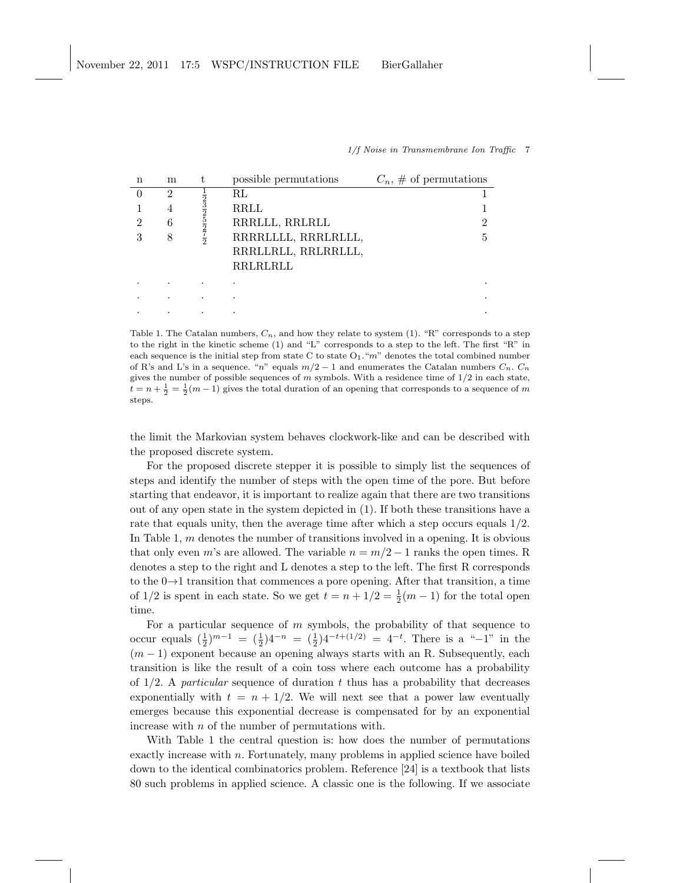| n | m | t | possible permutations | $C_n$, # of permutations |
|---|---|---|---|---|
| 0 | 2 | $\frac{1}{2}$ | RL | 1 |
| 1 | 4 | $\frac{3}{2}$ | RRLL | 1 |
| 2 | 6 | $\frac{5}{2}$ | RRRLLL, RRLRLL | 2 |
| 3 | 8 | $\frac{7}{2}$ | RRRRLLLL, RRRLRLLL, RRRLLRLL, RRLRRLLL, RRLRLRLL | 5 |
| . | . | . | . | . |
| . | . | . | . | . |
| . | . | . | . | . |

Table 1. The Catalan numbers, $C_n$, and how they relate to system (1). "R" corresponds to a step to the right in the kinetic scheme (1) and "L" corresponds to a step to the left. The first "R" in each sequence is the initial step from state C to state $O_1$."$m$" denotes the total combined number of R's and L's in a sequence. "$n$" equals $m/2-1$ and enumerates the Catalan numbers $C_n$. $C_n$ gives the number of possible sequences of $m$ symbols. With a residence time of 1/2 in each state, $t = n + \frac{1}{2} = \frac{1}{2}(m-1)$ gives the total duration of an opening that corresponds to a sequence of $m$ steps.

the limit the Markovian system behaves clockwork-like and can be described with the proposed discrete system.

For the proposed discrete stepper it is possible to simply list the sequences of steps and identify the number of steps with the open time of the pore. But before starting that endeavor, it is important to realize again that there are two transitions out of any open state in the system depicted in (1). If both these transitions have a rate that equals unity, then the average time after which a step occurs equals 1/2. In Table 1, $m$ denotes the number of transitions involved in a opening. It is obvious that only even $m$'s are allowed. The variable $n = m/2-1$ ranks the open times. R denotes a step to the right and L denotes a step to the left. The first R corresponds to the $0 \to 1$ transition that commences a pore opening. After that transition, a time of 1/2 is spent in each state. So we get $t = n + 1/2 = \frac{1}{2}(m-1)$ for the total open time.

For a particular sequence of $m$ symbols, the probability of that sequence to occur equals $(\frac{1}{2})^{m-1} = (\frac{1}{2})4^{-n} = (\frac{1}{2})4^{-t+(1/2)} = 4^{-t}$. There is a "$-1$" in the $(m-1)$ exponent because an opening always starts with an R. Subsequently, each transition is like the result of a coin toss where each outcome has a probability of 1/2. A *particular* sequence of duration $t$ thus has a probability that decreases exponentially with $t = n + 1/2$. We will next see that a power law eventually emerges because this exponential decrease is compensated for by an exponential increase with $n$ of the number of permutations with.

With Table 1 the central question is: how does the number of permutations exactly increase with $n$. Fortunately, many problems in applied science have boiled down to the identical combinatorics problem. Reference [24] is a textbook that lists 80 such problems in applied science. A classic one is the following. If we associate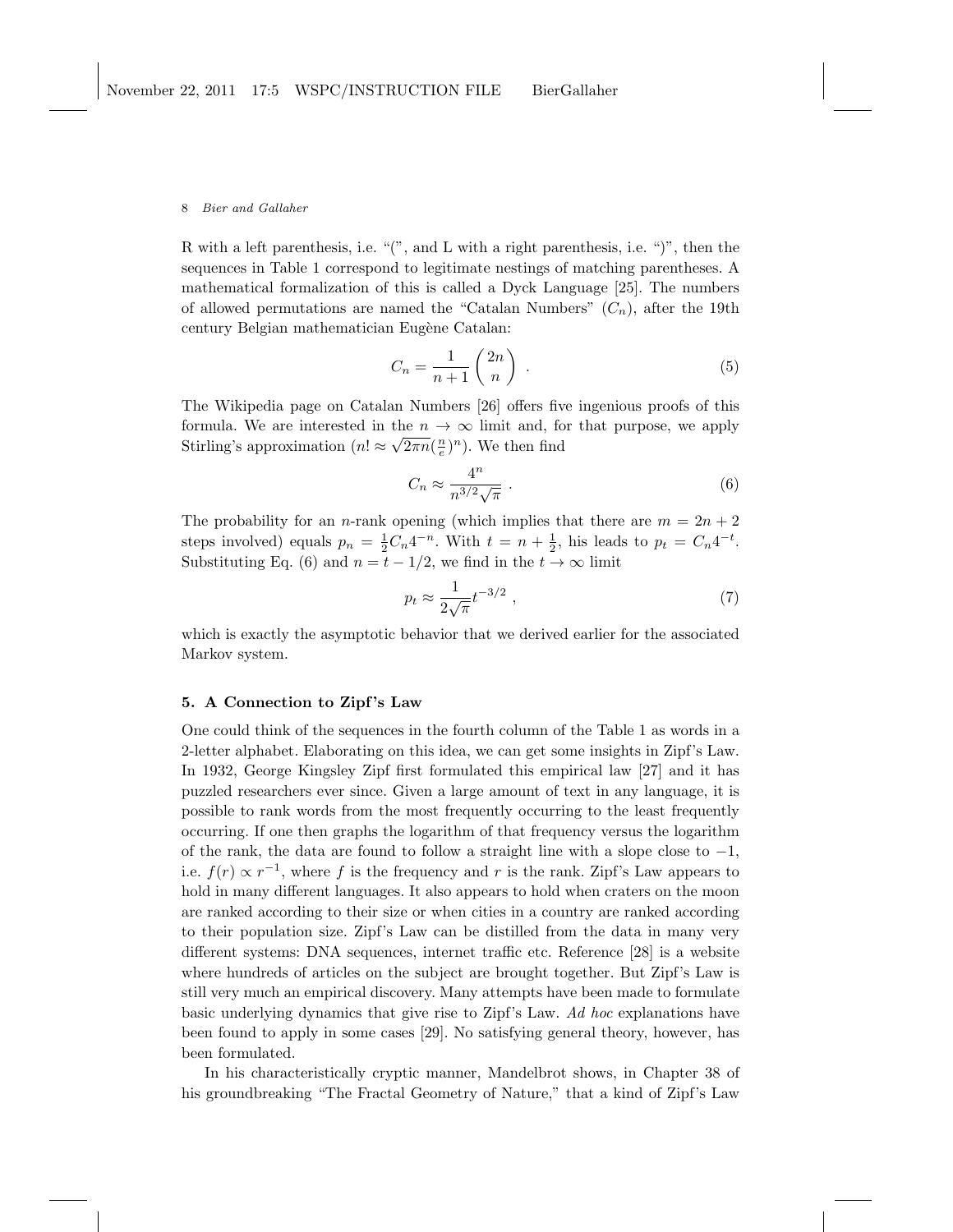R with a left parenthesis, i.e. "(", and L with a right parenthesis, i.e. ")", then the sequences in Table 1 correspond to legitimate nestings of matching parentheses. A mathematical formalization of this is called a Dyck Language [25]. The numbers of allowed permutations are named the "Catalan Numbers" ($C_n$), after the 19th century Belgian mathematician Eugène Catalan:

$$C_n = \frac{1}{n+1}\binom{2n}{n} \ . \tag{5}$$

The Wikipedia page on Catalan Numbers [26] offers five ingenious proofs of this formula. We are interested in the $n \to \infty$ limit and, for that purpose, we apply Stirling's approximation ($n! \approx \sqrt{2\pi n}(\frac{n}{e})^n$). We then find

$$C_n \approx \frac{4^n}{n^{3/2}\sqrt{\pi}} \ . \tag{6}$$

The probability for an $n$-rank opening (which implies that there are $m = 2n+2$ steps involved) equals $p_n = \frac{1}{2}C_n 4^{-n}$. With $t = n + \frac{1}{2}$, his leads to $p_t = C_n 4^{-t}$. Substituting Eq. (6) and $n = t - 1/2$, we find in the $t \to \infty$ limit

$$p_t \approx \frac{1}{2\sqrt{\pi}} t^{-3/2} \ , \tag{7}$$

which is exactly the asymptotic behavior that we derived earlier for the associated Markov system.

## 5. A Connection to Zipf's Law

One could think of the sequences in the fourth column of the Table 1 as words in a 2-letter alphabet. Elaborating on this idea, we can get some insights in Zipf's Law. In 1932, George Kingsley Zipf first formulated this empirical law [27] and it has puzzled researchers ever since. Given a large amount of text in any language, it is possible to rank words from the most frequently occurring to the least frequently occurring. If one then graphs the logarithm of that frequency versus the logarithm of the rank, the data are found to follow a straight line with a slope close to $-1$, i.e. $f(r) \propto r^{-1}$, where $f$ is the frequency and $r$ is the rank. Zipf's Law appears to hold in many different languages. It also appears to hold when craters on the moon are ranked according to their size or when cities in a country are ranked according to their population size. Zipf's Law can be distilled from the data in many very different systems: DNA sequences, internet traffic etc. Reference [28] is a website where hundreds of articles on the subject are brought together. But Zipf's Law is still very much an empirical discovery. Many attempts have been made to formulate basic underlying dynamics that give rise to Zipf's Law. *Ad hoc* explanations have been found to apply in some cases [29]. No satisfying general theory, however, has been formulated.

In his characteristically cryptic manner, Mandelbrot shows, in Chapter 38 of his groundbreaking "The Fractal Geometry of Nature," that a kind of Zipf's Law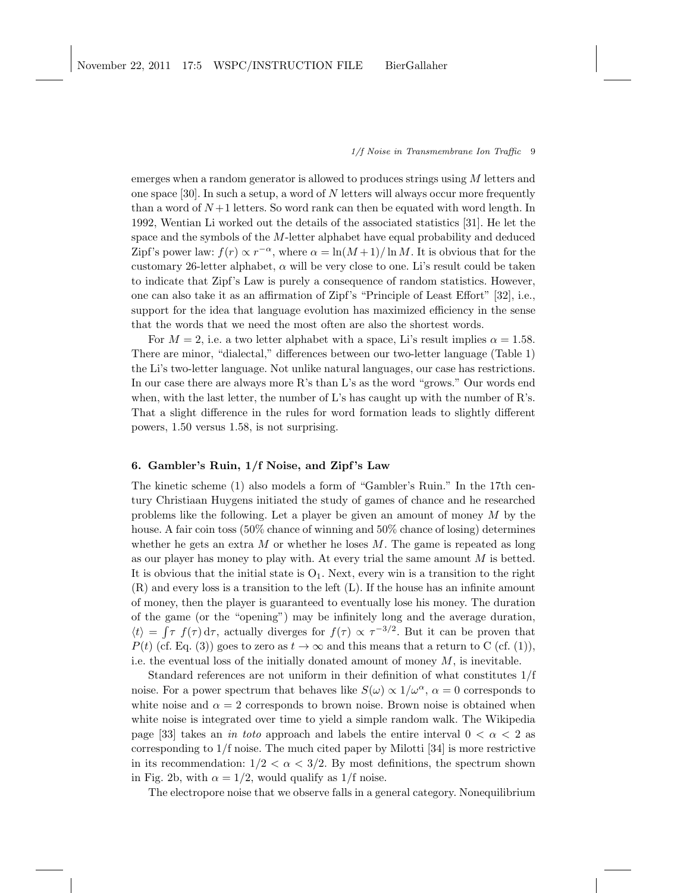emerges when a random generator is allowed to produces strings using $M$ letters and one space [30]. In such a setup, a word of $N$ letters will always occur more frequently than a word of $N+1$ letters. So word rank can then be equated with word length. In 1992, Wentian Li worked out the details of the associated statistics [31]. He let the space and the symbols of the $M$-letter alphabet have equal probability and deduced Zipf's power law: $f(r) \propto r^{-\alpha}$, where $\alpha = \ln(M+1)/\ln M$. It is obvious that for the customary 26-letter alphabet, $\alpha$ will be very close to one. Li's result could be taken to indicate that Zipf's Law is purely a consequence of random statistics. However, one can also take it as an affirmation of Zipf's "Principle of Least Effort" [32], i.e., support for the idea that language evolution has maximized efficiency in the sense that the words that we need the most often are also the shortest words.

For $M = 2$, i.e. a two letter alphabet with a space, Li's result implies $\alpha = 1.58$. There are minor, "dialectal," differences between our two-letter language (Table 1) the Li's two-letter language. Not unlike natural languages, our case has restrictions. In our case there are always more R's than L's as the word "grows." Our words end when, with the last letter, the number of L's has caught up with the number of R's. That a slight difference in the rules for word formation leads to slightly different powers, 1.50 versus 1.58, is not surprising.

## 6. Gambler's Ruin, 1/f Noise, and Zipf's Law

The kinetic scheme (1) also models a form of "Gambler's Ruin." In the 17th century Christiaan Huygens initiated the study of games of chance and he researched problems like the following. Let a player be given an amount of money $M$ by the house. A fair coin toss (50% chance of winning and 50% chance of losing) determines whether he gets an extra $M$ or whether he loses $M$. The game is repeated as long as our player has money to play with. At every trial the same amount $M$ is betted. It is obvious that the initial state is $O_1$. Next, every win is a transition to the right (R) and every loss is a transition to the left (L). If the house has an infinite amount of money, then the player is guaranteed to eventually lose his money. The duration of the game (or the "opening") may be infinitely long and the average duration, $\langle t \rangle = \int \tau \; f(\tau) \, d\tau$, actually diverges for $f(\tau) \propto \tau^{-3/2}$. But it can be proven that $P(t)$ (cf. Eq. (3)) goes to zero as $t \to \infty$ and this means that a return to C (cf. (1)), i.e. the eventual loss of the initially donated amount of money $M$, is inevitable.

Standard references are not uniform in their definition of what constitutes 1/f noise. For a power spectrum that behaves like $S(\omega) \propto 1/\omega^{\alpha}$, $\alpha = 0$ corresponds to white noise and $\alpha = 2$ corresponds to brown noise. Brown noise is obtained when white noise is integrated over time to yield a simple random walk. The Wikipedia page [33] takes an *in toto* approach and labels the entire interval $0 < \alpha < 2$ as corresponding to 1/f noise. The much cited paper by Milotti [34] is more restrictive in its recommendation: $1/2 < \alpha < 3/2$. By most definitions, the spectrum shown in Fig. 2b, with $\alpha = 1/2$, would qualify as 1/f noise.

The electropore noise that we observe falls in a general category. Nonequilibrium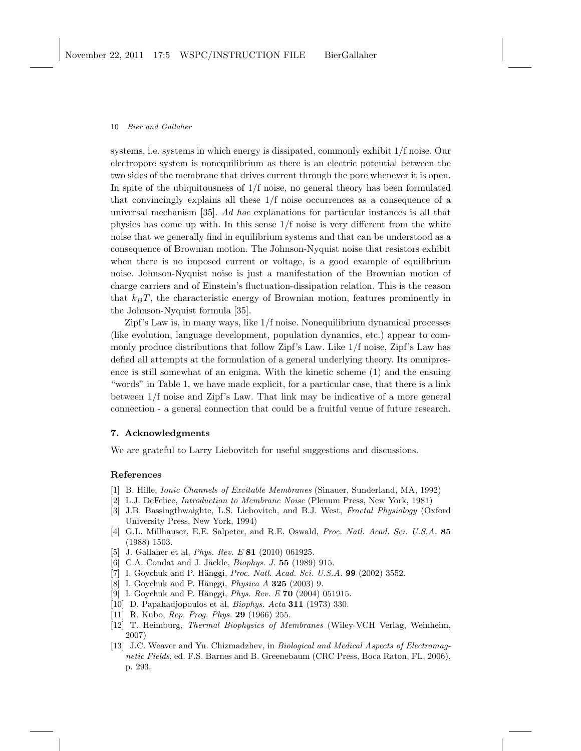systems, i.e. systems in which energy is dissipated, commonly exhibit 1/f noise. Our electropore system is nonequilibrium as there is an electric potential between the two sides of the membrane that drives current through the pore whenever it is open. In spite of the ubiquitousness of 1/f noise, no general theory has been formulated that convincingly explains all these 1/f noise occurrences as a consequence of a universal mechanism [35]. *Ad hoc* explanations for particular instances is all that physics has come up with. In this sense 1/f noise is very different from the white noise that we generally find in equilibrium systems and that can be understood as a consequence of Brownian motion. The Johnson-Nyquist noise that resistors exhibit when there is no imposed current or voltage, is a good example of equilibrium noise. Johnson-Nyquist noise is just a manifestation of the Brownian motion of charge carriers and of Einstein's fluctuation-dissipation relation. This is the reason that $k_BT$, the characteristic energy of Brownian motion, features prominently in the Johnson-Nyquist formula [35].

Zipf's Law is, in many ways, like 1/f noise. Nonequilibrium dynamical processes (like evolution, language development, population dynamics, etc.) appear to commonly produce distributions that follow Zipf's Law. Like 1/f noise, Zipf's Law has defied all attempts at the formulation of a general underlying theory. Its omnipresence is still somewhat of an enigma. With the kinetic scheme (1) and the ensuing "words" in Table 1, we have made explicit, for a particular case, that there is a link between 1/f noise and Zipf's Law. That link may be indicative of a more general connection - a general connection that could be a fruitful venue of future research.

## 7. Acknowledgments

We are grateful to Larry Liebovitch for useful suggestions and discussions.

## References

[1] B. Hille, *Ionic Channels of Excitable Membranes* (Sinauer, Sunderland, MA, 1992)
[2] L.J. DeFelice, *Introduction to Membrane Noise* (Plenum Press, New York, 1981)
[3] J.B. Bassingthwaighte, L.S. Liebovitch, and B.J. West, *Fractal Physiology* (Oxford University Press, New York, 1994)
[4] G.L. Millhauser, E.E. Salpeter, and R.E. Oswald, *Proc. Natl. Acad. Sci. U.S.A.* **85** (1988) 1503.
[5] J. Gallaher et al, *Phys. Rev. E* **81** (2010) 061925.
[6] C.A. Condat and J. Jäckle, *Biophys. J.* **55** (1989) 915.
[7] I. Goychuk and P. Hänggi, *Proc. Natl. Acad. Sci. U.S.A.* **99** (2002) 3552.
[8] I. Goychuk and P. Hänggi, *Physica A* **325** (2003) 9.
[9] I. Goychuk and P. Hänggi, *Phys. Rev. E* **70** (2004) 051915.
[10] D. Papahadjopoulos et al, *Biophys. Acta* **311** (1973) 330.
[11] R. Kubo, *Rep. Prog. Phys.* **29** (1966) 255.
[12] T. Heimburg, *Thermal Biophysics of Membranes* (Wiley-VCH Verlag, Weinheim, 2007)
[13] J.C. Weaver and Yu. Chizmadzhev, in *Biological and Medical Aspects of Electromagnetic Fields*, ed. F.S. Barnes and B. Greenebaum (CRC Press, Boca Raton, FL, 2006), p. 293.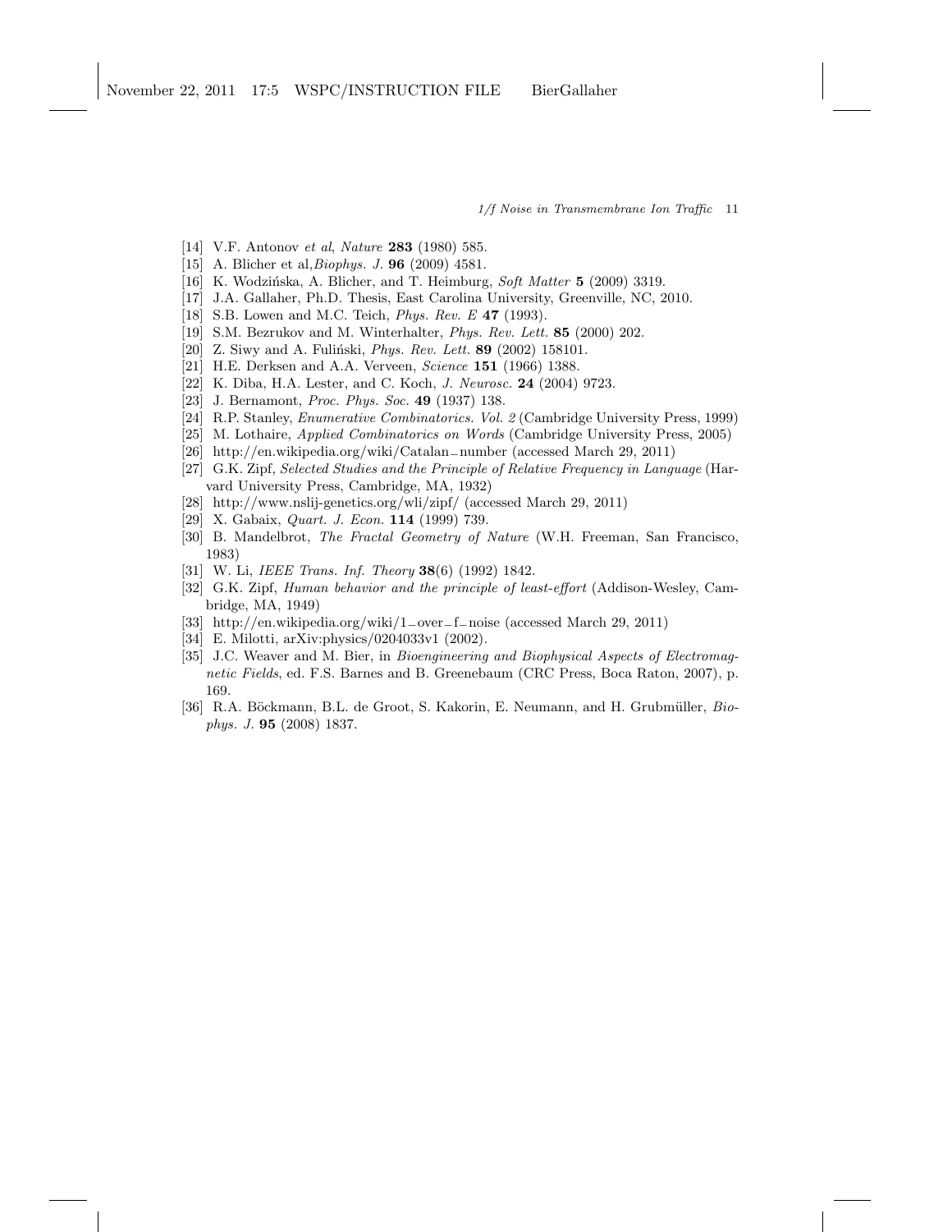[14] V.F. Antonov *et al*, *Nature* **283** (1980) 585.
[15] A. Blicher et al,*Biophys. J.* **96** (2009) 4581.
[16] K. Wodzińska, A. Blicher, and T. Heimburg, *Soft Matter* **5** (2009) 3319.
[17] J.A. Gallaher, Ph.D. Thesis, East Carolina University, Greenville, NC, 2010.
[18] S.B. Lowen and M.C. Teich, *Phys. Rev. E* **47** (1993).
[19] S.M. Bezrukov and M. Winterhalter, *Phys. Rev. Lett.* **85** (2000) 202.
[20] Z. Siwy and A. Fuliński, *Phys. Rev. Lett.* **89** (2002) 158101.
[21] H.E. Derksen and A.A. Verveen, *Science* **151** (1966) 1388.
[22] K. Diba, H.A. Lester, and C. Koch, *J. Neurosc.* **24** (2004) 9723.
[23] J. Bernamont, *Proc. Phys. Soc.* **49** (1937) 138.
[24] R.P. Stanley, *Enumerative Combinatorics. Vol. 2* (Cambridge University Press, 1999)
[25] M. Lothaire, *Applied Combinatorics on Words* (Cambridge University Press, 2005)
[26] http://en.wikipedia.org/wiki/Catalan_number (accessed March 29, 2011)
[27] G.K. Zipf, *Selected Studies and the Principle of Relative Frequency in Language* (Harvard University Press, Cambridge, MA, 1932)
[28] http://www.nslij-genetics.org/wli/zipf/ (accessed March 29, 2011)
[29] X. Gabaix, *Quart. J. Econ.* **114** (1999) 739.
[30] B. Mandelbrot, *The Fractal Geometry of Nature* (W.H. Freeman, San Francisco, 1983)
[31] W. Li, *IEEE Trans. Inf. Theory* **38**(6) (1992) 1842.
[32] G.K. Zipf, *Human behavior and the principle of least-effort* (Addison-Wesley, Cambridge, MA, 1949)
[33] http://en.wikipedia.org/wiki/1_over_f_noise (accessed March 29, 2011)
[34] E. Milotti, arXiv:physics/0204033v1 (2002).
[35] J.C. Weaver and M. Bier, in *Bioengineering and Biophysical Aspects of Electromagnetic Fields*, ed. F.S. Barnes and B. Greenebaum (CRC Press, Boca Raton, 2007), p. 169.
[36] R.A. Böckmann, B.L. de Groot, S. Kakorin, E. Neumann, and H. Grubmüller, *Biophys. J.* **95** (2008) 1837.